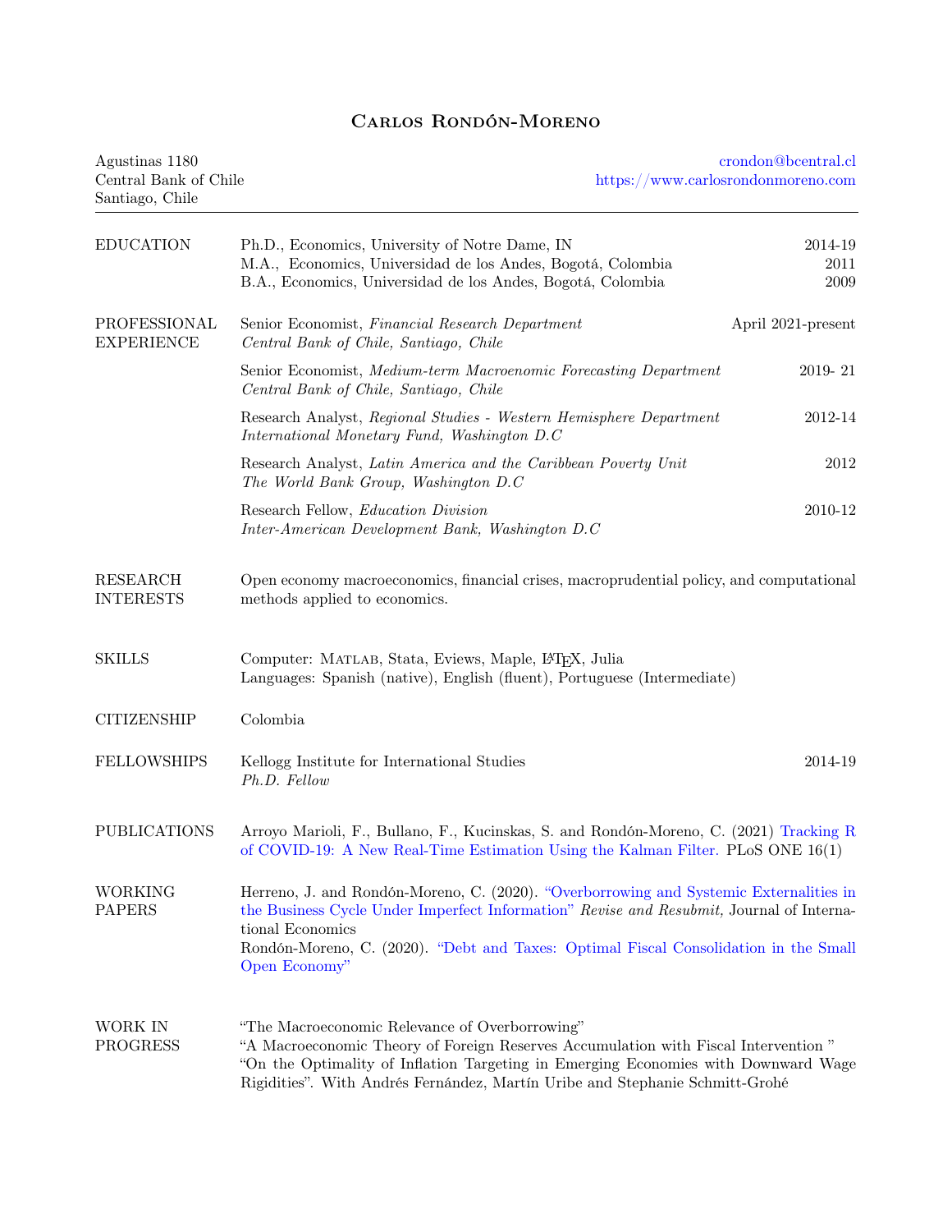# Carlos Rondón-Moreno

Agustinas 1180
Central Bank of Chile
Santiago, Chile

crondon@bcentral.cl
https://www.carlosrondonmoreno.com

---

## EDUCATION

Ph.D., Economics, University of Notre Dame, IN — 2014-19
M.A., Economics, Universidad de los Andes, Bogotá, Colombia — 2011
B.A., Economics, Universidad de los Andes, Bogotá, Colombia — 2009

## PROFESSIONAL EXPERIENCE

Senior Economist, *Financial Research Department* — April 2021-present
*Central Bank of Chile, Santiago, Chile*

Senior Economist, *Medium-term Macroenomic Forecasting Department* — 2019- 21
*Central Bank of Chile, Santiago, Chile*

Research Analyst, *Regional Studies - Western Hemisphere Department* — 2012-14
*International Monetary Fund, Washington D.C*

Research Analyst, *Latin America and the Caribbean Poverty Unit* — 2012
*The World Bank Group, Washington D.C*

Research Fellow, *Education Division* — 2010-12
*Inter-American Development Bank, Washington D.C*

## RESEARCH INTERESTS

Open economy macroeconomics, financial crises, macroprudential policy, and computational methods applied to economics.

## SKILLS

Computer: Matlab, Stata, Eviews, Maple, LaTeX, Julia
Languages: Spanish (native), English (fluent), Portuguese (Intermediate)

## CITIZENSHIP

Colombia

## FELLOWSHIPS

Kellogg Institute for International Studies — 2014-19
*Ph.D. Fellow*

## PUBLICATIONS

Arroyo Marioli, F., Bullano, F., Kucinskas, S. and Rondón-Moreno, C. (2021) Tracking R of COVID-19: A New Real-Time Estimation Using the Kalman Filter. PLoS ONE 16(1)

## WORKING PAPERS

Herreno, J. and Rondón-Moreno, C. (2020). "Overborrowing and Systemic Externalities in the Business Cycle Under Imperfect Information" *Revise and Resubmit,* Journal of International Economics

Rondón-Moreno, C. (2020). "Debt and Taxes: Optimal Fiscal Consolidation in the Small Open Economy"

## WORK IN PROGRESS

"The Macroeconomic Relevance of Overborrowing"

"A Macroeconomic Theory of Foreign Reserves Accumulation with Fiscal Intervention "

"On the Optimality of Inflation Targeting in Emerging Economies with Downward Wage Rigidities". With Andrés Fernández, Martín Uribe and Stephanie Schmitt-Grohé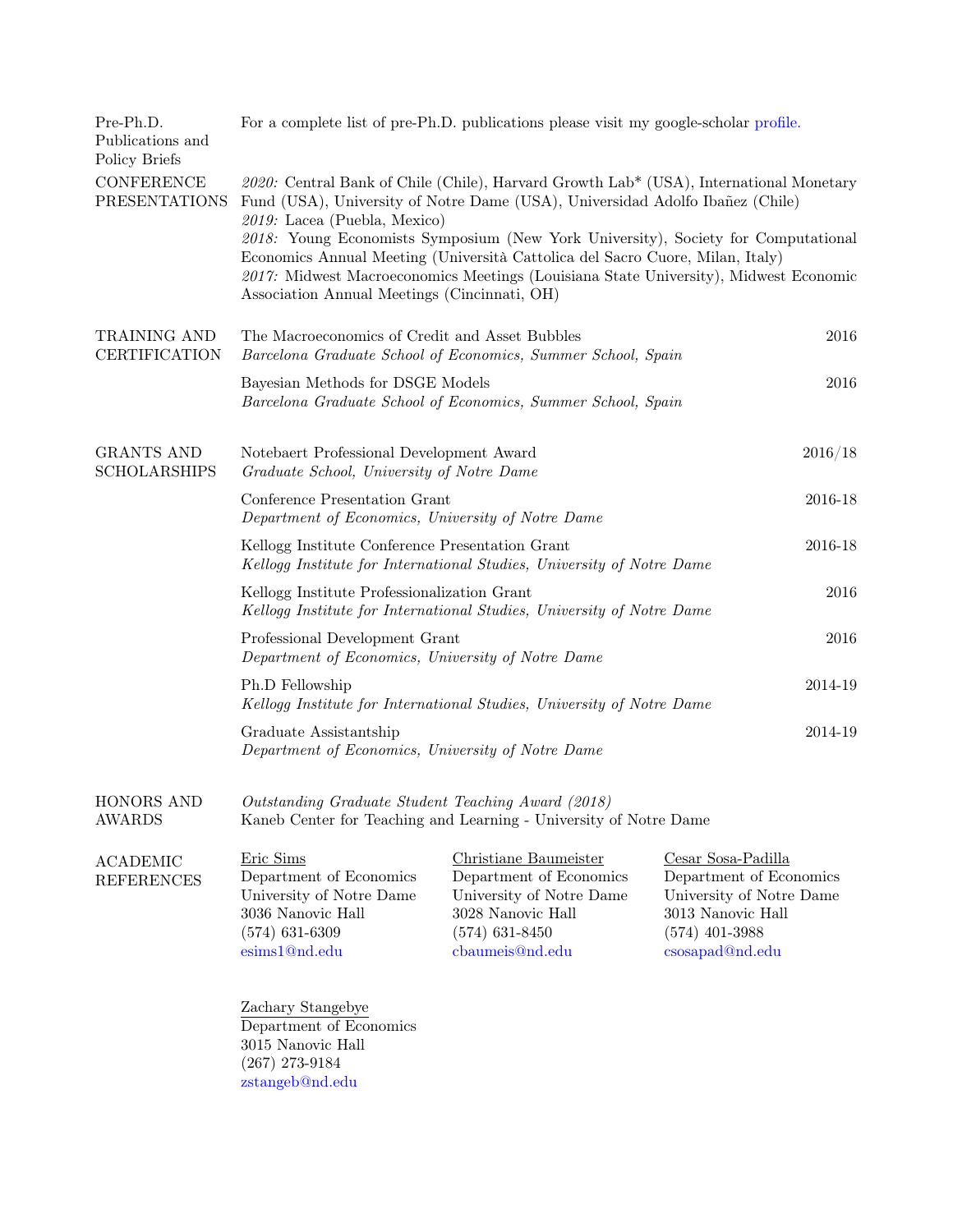## Pre-Ph.D. Publications and Policy Briefs

For a complete list of pre-Ph.D. publications please visit my google-scholar profile.

## CONFERENCE PRESENTATIONS

*2020:* Central Bank of Chile (Chile), Harvard Growth Lab* (USA), International Monetary Fund (USA), University of Notre Dame (USA), Universidad Adolfo Ibañez (Chile)
*2019:* Lacea (Puebla, Mexico)
*2018:* Young Economists Symposium (New York University), Society for Computational Economics Annual Meeting (Università Cattolica del Sacro Cuore, Milan, Italy)
*2017:* Midwest Macroeconomics Meetings (Louisiana State University), Midwest Economic Association Annual Meetings (Cincinnati, OH)

## TRAINING AND CERTIFICATION

The Macroeconomics of Credit and Asset Bubbles — 2016
*Barcelona Graduate School of Economics, Summer School, Spain*

Bayesian Methods for DSGE Models — 2016
*Barcelona Graduate School of Economics, Summer School, Spain*

## GRANTS AND SCHOLARSHIPS

Notebaert Professional Development Award — 2016/18
*Graduate School, University of Notre Dame*

Conference Presentation Grant — 2016-18
*Department of Economics, University of Notre Dame*

Kellogg Institute Conference Presentation Grant — 2016-18
*Kellogg Institute for International Studies, University of Notre Dame*

Kellogg Institute Professionalization Grant — 2016
*Kellogg Institute for International Studies, University of Notre Dame*

Professional Development Grant — 2016
*Department of Economics, University of Notre Dame*

Ph.D Fellowship — 2014-19
*Kellogg Institute for International Studies, University of Notre Dame*

Graduate Assistantship — 2014-19
*Department of Economics, University of Notre Dame*

## HONORS AND AWARDS

*Outstanding Graduate Student Teaching Award (2018)*
Kaneb Center for Teaching and Learning - University of Notre Dame

## ACADEMIC REFERENCES

Eric Sims
Department of Economics
University of Notre Dame
3036 Nanovic Hall
(574) 631-6309
esims1@nd.edu

Christiane Baumeister
Department of Economics
University of Notre Dame
3028 Nanovic Hall
(574) 631-8450
cbaumeis@nd.edu

Cesar Sosa-Padilla
Department of Economics
University of Notre Dame
3013 Nanovic Hall
(574) 401-3988
csosapad@nd.edu

Zachary Stangebye
Department of Economics
3015 Nanovic Hall
(267) 273-9184
zstangeb@nd.edu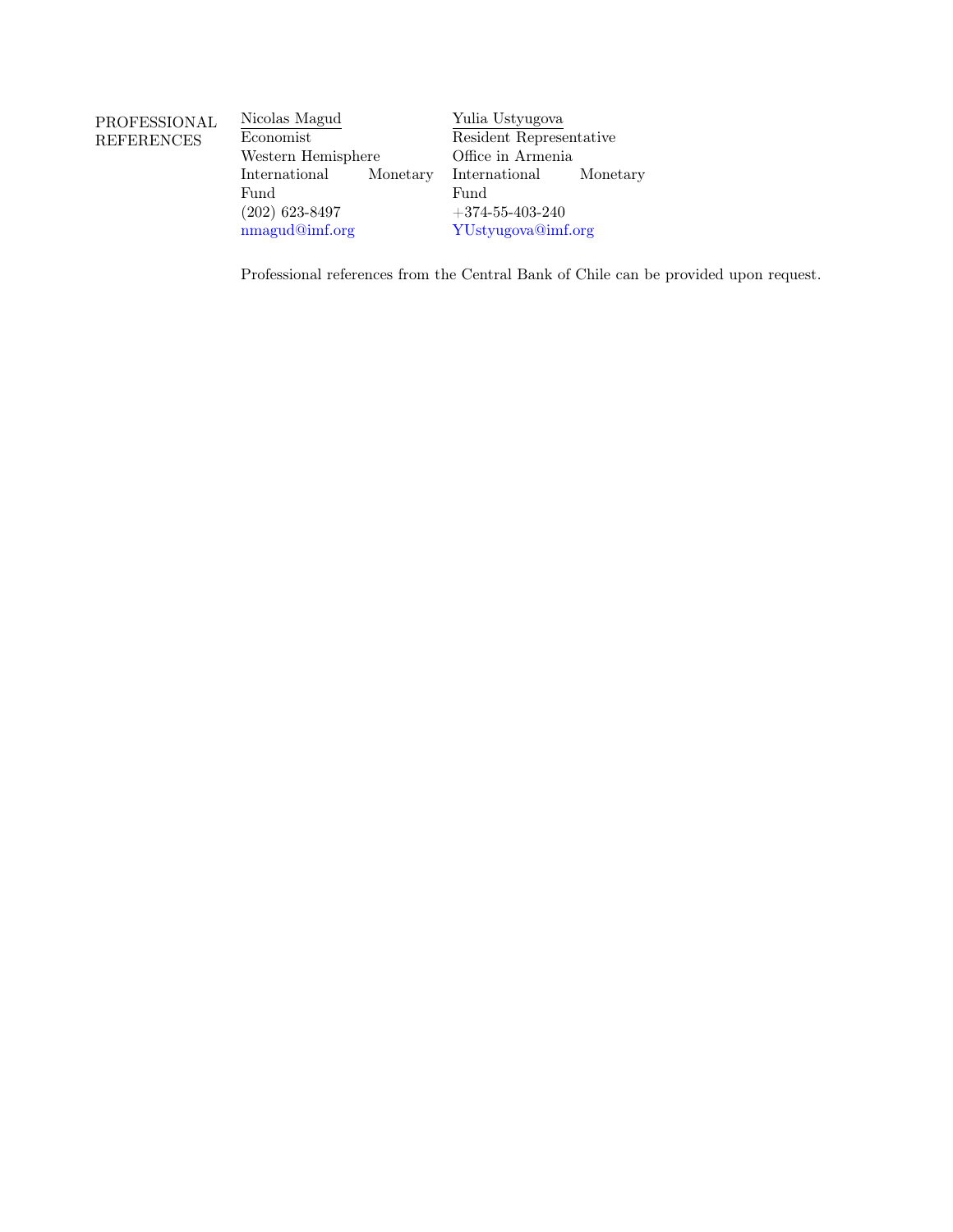## PROFESSIONAL REFERENCES

| Nicolas Magud | Yulia Ustyugova |
|---|---|
| Economist | Resident Representative |
| Western Hemisphere | Office in Armenia |
| International Monetary Fund | International Monetary Fund |
| (202) 623-8497 | +374-55-403-240 |
| nmagud@imf.org | YUstyugova@imf.org |

Professional references from the Central Bank of Chile can be provided upon request.